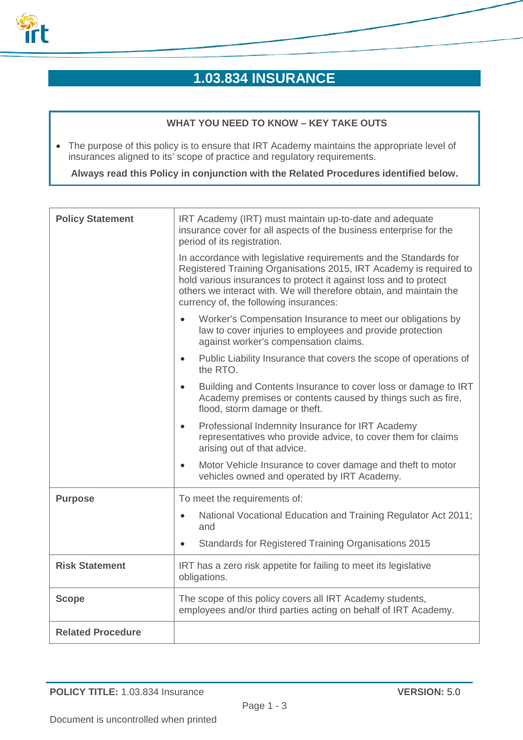# 1.03.834 INSURANCE

**WHAT YOU NEED TO KNOW – KEY TAKE OUTS**

- The purpose of this policy is to ensure that IRT Academy maintains the appropriate level of insurances aligned to its' scope of practice and regulatory requirements.

**Always read this Policy in conjunction with the Related Procedures identified below.**

| | |
|---|---|
| **Policy Statement** | IRT Academy (IRT) must maintain up-to-date and adequate insurance cover for all aspects of the business enterprise for the period of its registration.<br><br>In accordance with legislative requirements and the Standards for Registered Training Organisations 2015, IRT Academy is required to hold various insurances to protect it against loss and to protect others we interact with. We will therefore obtain, and maintain the currency of, the following insurances:<br><br>• Worker's Compensation Insurance to meet our obligations by law to cover injuries to employees and provide protection against worker's compensation claims.<br>• Public Liability Insurance that covers the scope of operations of the RTO.<br>• Building and Contents Insurance to cover loss or damage to IRT Academy premises or contents caused by things such as fire, flood, storm damage or theft.<br>• Professional Indemnity Insurance for IRT Academy representatives who provide advice, to cover them for claims arising out of that advice.<br>• Motor Vehicle Insurance to cover damage and theft to motor vehicles owned and operated by IRT Academy. |
| **Purpose** | To meet the requirements of:<br><br>• National Vocational Education and Training Regulator Act 2011; and<br>• Standards for Registered Training Organisations 2015 |
| **Risk Statement** | IRT has a zero risk appetite for failing to meet its legislative obligations. |
| **Scope** | The scope of this policy covers all IRT Academy students, employees and/or third parties acting on behalf of IRT Academy. |
| **Related Procedure** | |

**POLICY TITLE:** 1.03.834 Insurance **VERSION:** 5.0

Document is uncontrolled when printed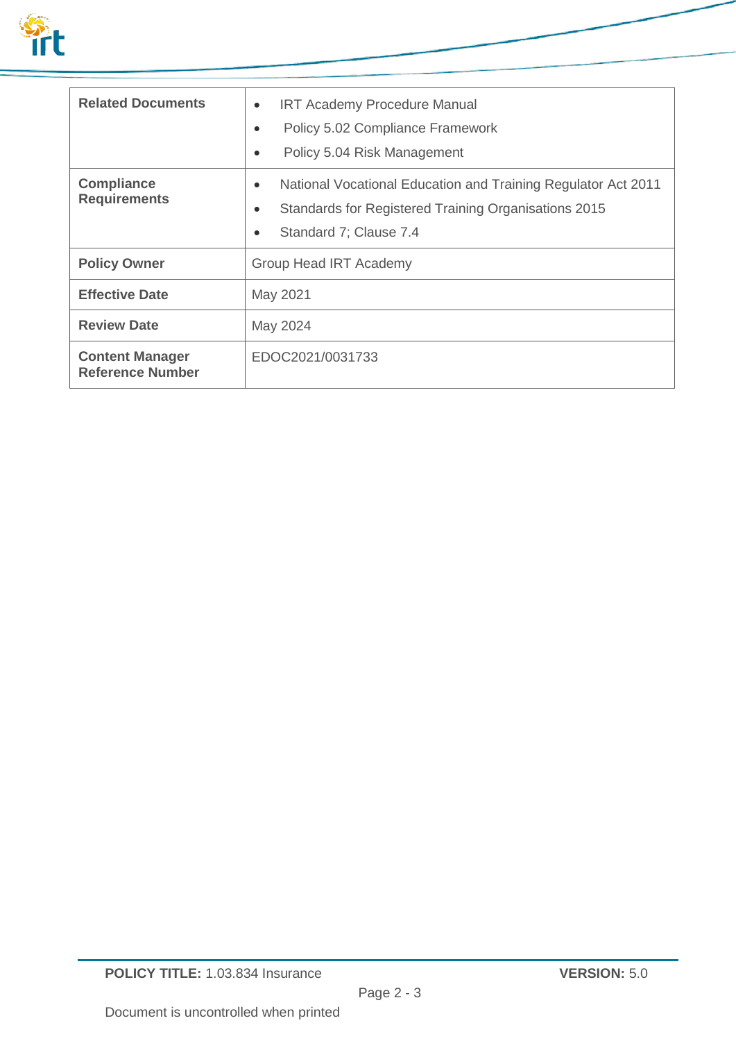| | |
|---|---|
| **Related Documents** | • IRT Academy Procedure Manual<br>• Policy 5.02 Compliance Framework<br>• Policy 5.04 Risk Management |
| **Compliance Requirements** | • National Vocational Education and Training Regulator Act 2011<br>• Standards for Registered Training Organisations 2015<br>• Standard 7; Clause 7.4 |
| **Policy Owner** | Group Head IRT Academy |
| **Effective Date** | May 2021 |
| **Review Date** | May 2024 |
| **Content Manager Reference Number** | EDOC2021/0031733 |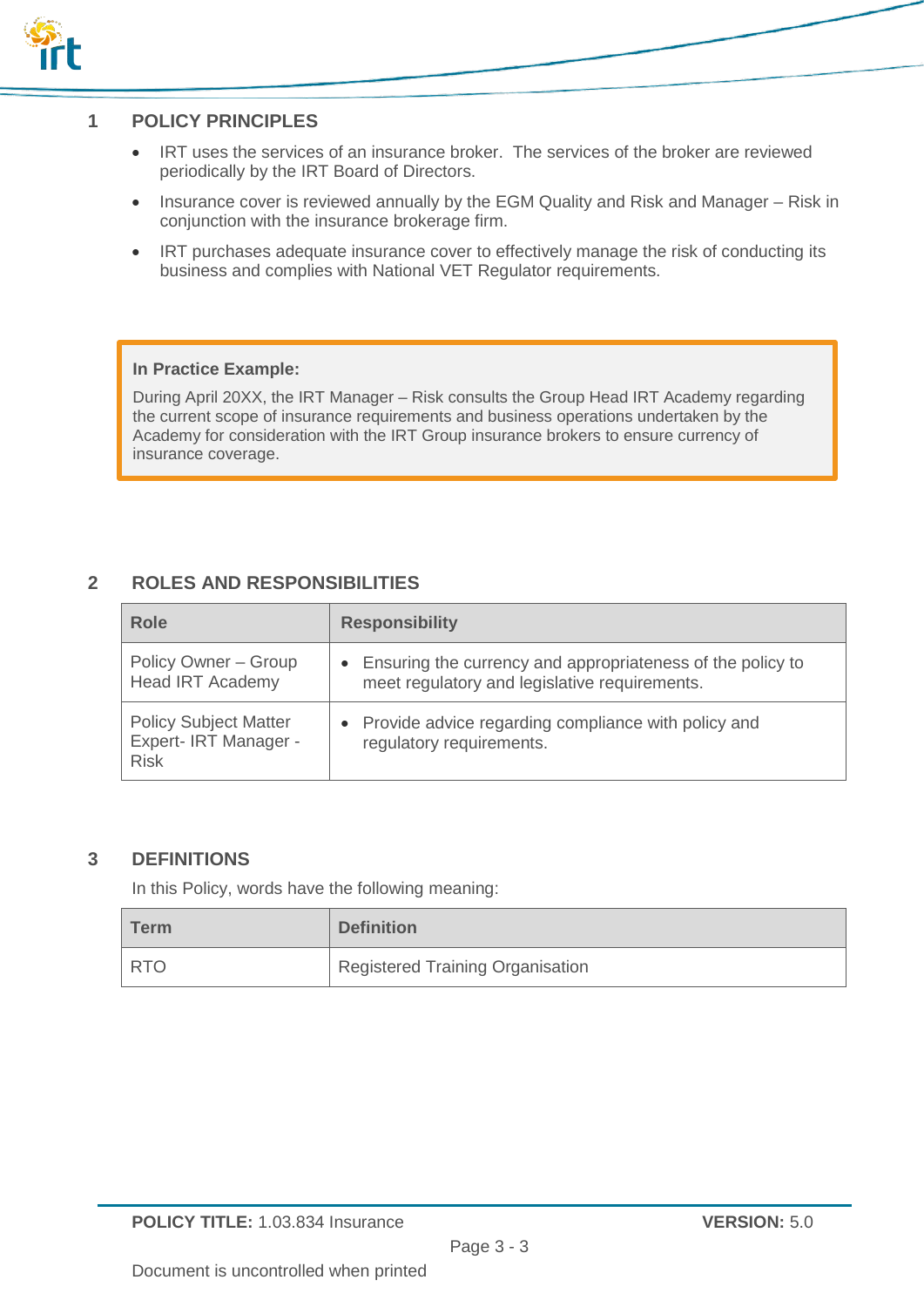## 1 POLICY PRINCIPLES

- IRT uses the services of an insurance broker. The services of the broker are reviewed periodically by the IRT Board of Directors.
- Insurance cover is reviewed annually by the EGM Quality and Risk and Manager – Risk in conjunction with the insurance brokerage firm.
- IRT purchases adequate insurance cover to effectively manage the risk of conducting its business and complies with National VET Regulator requirements.

**In Practice Example:**

During April 20XX, the IRT Manager – Risk consults the Group Head IRT Academy regarding the current scope of insurance requirements and business operations undertaken by the Academy for consideration with the IRT Group insurance brokers to ensure currency of insurance coverage.

## 2 ROLES AND RESPONSIBILITIES

| Role | Responsibility |
|---|---|
| Policy Owner – Group Head IRT Academy | • Ensuring the currency and appropriateness of the policy to meet regulatory and legislative requirements. |
| Policy Subject Matter Expert- IRT Manager - Risk | • Provide advice regarding compliance with policy and regulatory requirements. |

## 3 DEFINITIONS

In this Policy, words have the following meaning:

| Term | Definition |
|---|---|
| RTO | Registered Training Organisation |

**POLICY TITLE:** 1.03.834 Insurance **VERSION:** 5.0

Document is uncontrolled when printed